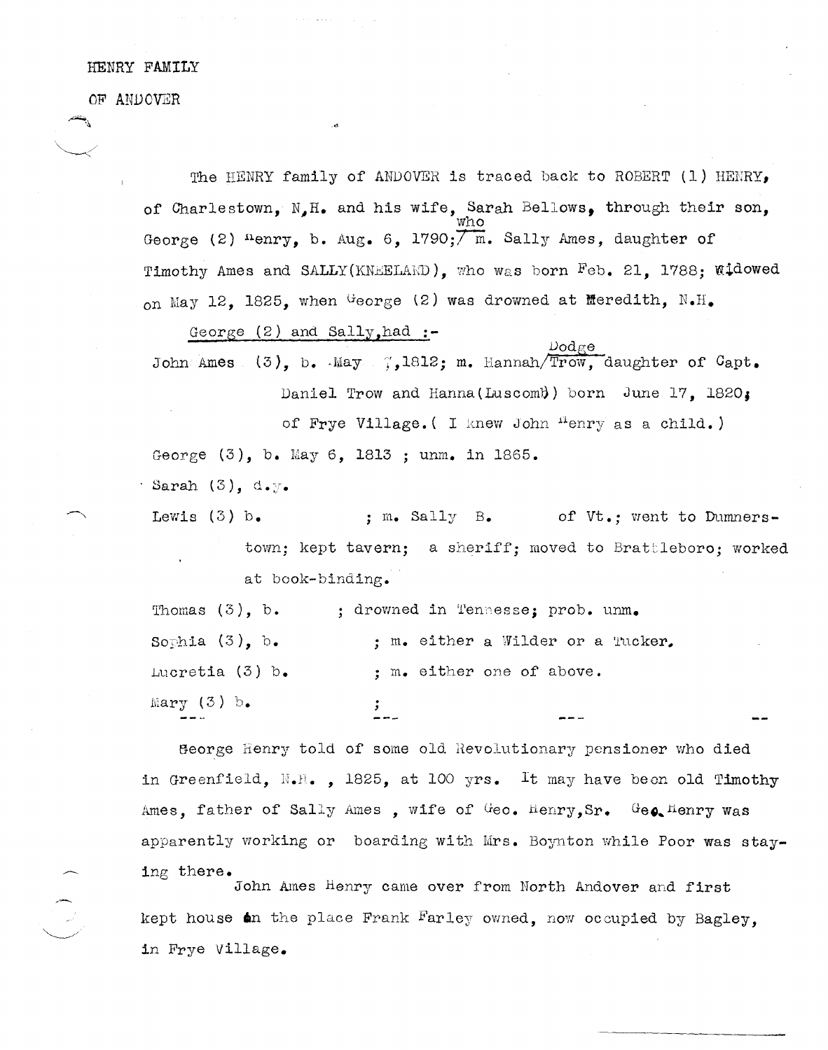HENRY FAMILY

OF ANDOVER

The HENRY family of ANDOVER is traced back to ROBERT (1) HENRY, of Charlestown, N.H. and his wife, Sarah Bellows, through their son, George (2) Henry, b. Aug. 6, 1790; who m. Sally Ames, daughter of Timothy Ames and SALLY(KNEELAND), who was born Feb. 21, 1788; widowed on May 12, 1825, when George (2) was drowned at Meredith, N.H.

George (2) and Sally, had :-

John Ames (3), b. May 7,1812; m. Hannah Dodge Trow, daughter of Capt. Daniel Trow and Hanna(Luscomb) born June 17, 1820; of Frye Village.( I knew John Henry as a child.)

George (3), b. May 6, 1813 ; unm. in 1865.

Sarah (3), d.y.

Lewis (3) b. ; m. Sally B. of Vt.; went to Dummerstown; kept tavern; a sheriff; moved to Brattleboro; worked at book-binding.

Thomas (3), b. ; drowned in Tennesse; prob. unm.

Sophia (3), b. ; m. either a Wilder or a Tucker.

Lucretia (3) b. ; m. either one of above.

Mary (3) b. ;

--- --- --- --

George Henry told of some old Revolutionary pensioner who died in Greenfield, N.H. , 1825, at 100 yrs. It may have been old Timothy Ames, father of Sally Ames , wife of Geo. Henry,Sr. Geo. Henry was apparently working or boarding with Mrs. Boynton while Poor was staying there.

John Ames Henry came over from North Andover and first kept house in the place Frank Farley owned, now occupied by Bagley, in Frye Village.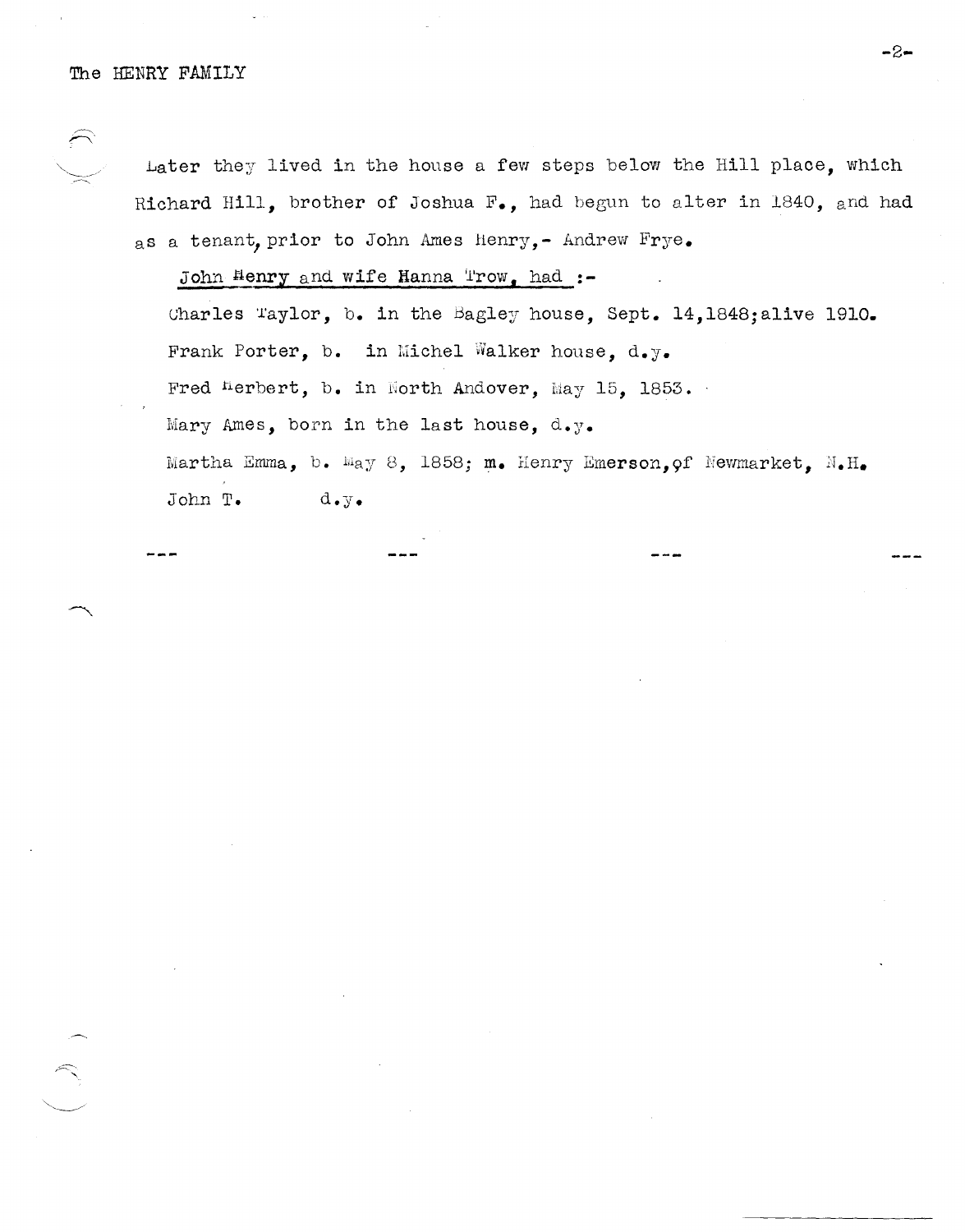Later they lived in the house a few steps below the Hill place, which Richard Hill, brother of Joshua F., had begun to alter in 1840, and had as a tenant, prior to John Ames Henry,- Andrew Frye.

John Henry and wife Hanna Trow, had :-

Charles Taylor, b. in the Bagley house, Sept. 14,1848;alive 1910.
Frank Porter, b. in Michel Walker house, d.y.
Fred Herbert, b. in North Andover, May 15, 1853.
Mary Ames, born in the last house, d.y.
Martha Emma, b. May 8, 1858; m. Henry Emerson,of Newmarket, N.H.
John T. d.y.

--- --- --- ---